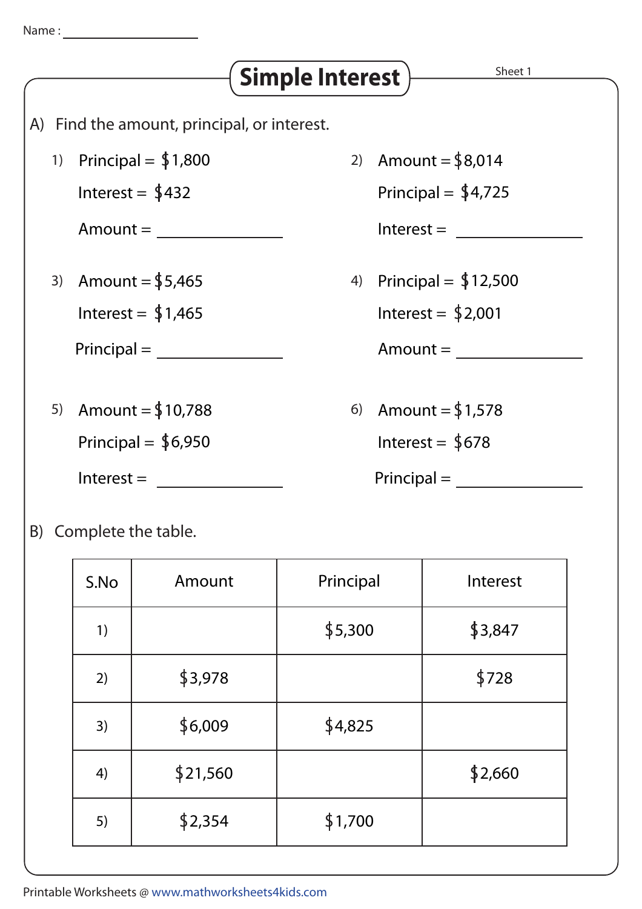Name : ________________

# Simple Interest

Sheet 1

A) Find the amount, principal, or interest.

1) Principal = $1,800

   Interest = $432

   Amount = ________________

2) Amount = $8,014

   Principal = $4,725

   Interest = ________________

3) Amount = $5,465

   Interest = $1,465

   Principal = ________________

4) Principal = $12,500

   Interest = $2,001

   Amount = ________________

5) Amount = $10,788

   Principal = $6,950

   Interest = ________________

6) Amount = $1,578

   Interest = $678

   Principal = ________________

B) Complete the table.

| S.No | Amount | Principal | Interest |
|---|---|---|---|
| 1) | | $5,300 | $3,847 |
| 2) | $3,978 | | $728 |
| 3) | $6,009 | $4,825 | |
| 4) | $21,560 | | $2,660 |
| 5) | $2,354 | $1,700 | |

Printable Worksheets @ www.mathworksheets4kids.com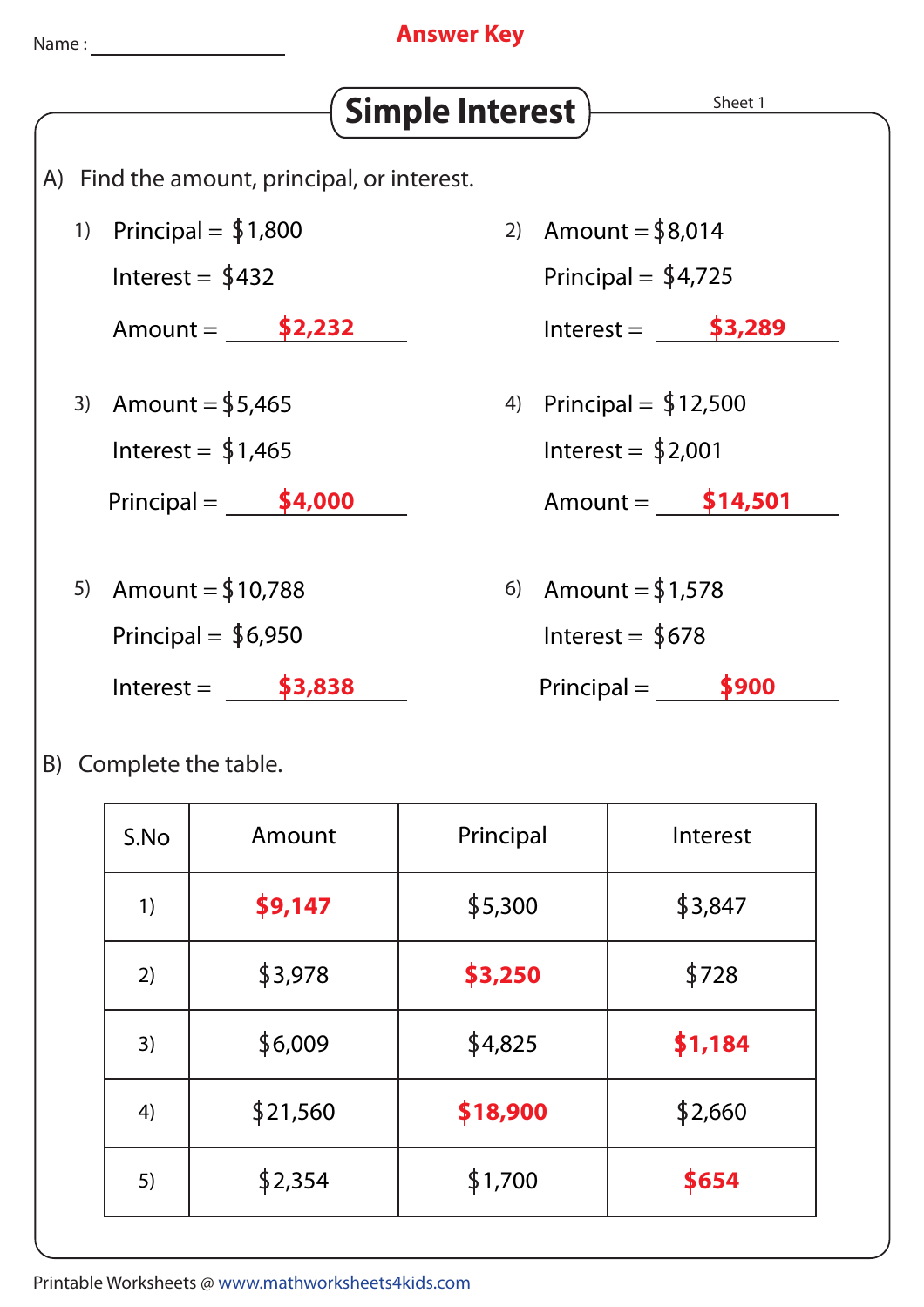Name : ______________

**Answer Key**

# Simple Interest

Sheet 1

A) Find the amount, principal, or interest.

1) Principal = $1,800
   Interest = $432
   Amount = **$2,232**

2) Amount = $8,014
   Principal = $4,725
   Interest = **$3,289**

3) Amount = $5,465
   Interest = $1,465
   Principal = **$4,000**

4) Principal = $12,500
   Interest = $2,001
   Amount = **$14,501**

5) Amount = $10,788
   Principal = $6,950
   Interest = **$3,838**

6) Amount = $1,578
   Interest = $678
   Principal = **$900**

B) Complete the table.

| S.No | Amount | Principal | Interest |
|---|---|---|---|
| 1) | **$9,147** | $5,300 | $3,847 |
| 2) | $3,978 | **$3,250** | $728 |
| 3) | $6,009 | $4,825 | **$1,184** |
| 4) | $21,560 | **$18,900** | $2,660 |
| 5) | $2,354 | $1,700 | **$654** |

Printable Worksheets @ www.mathworksheets4kids.com